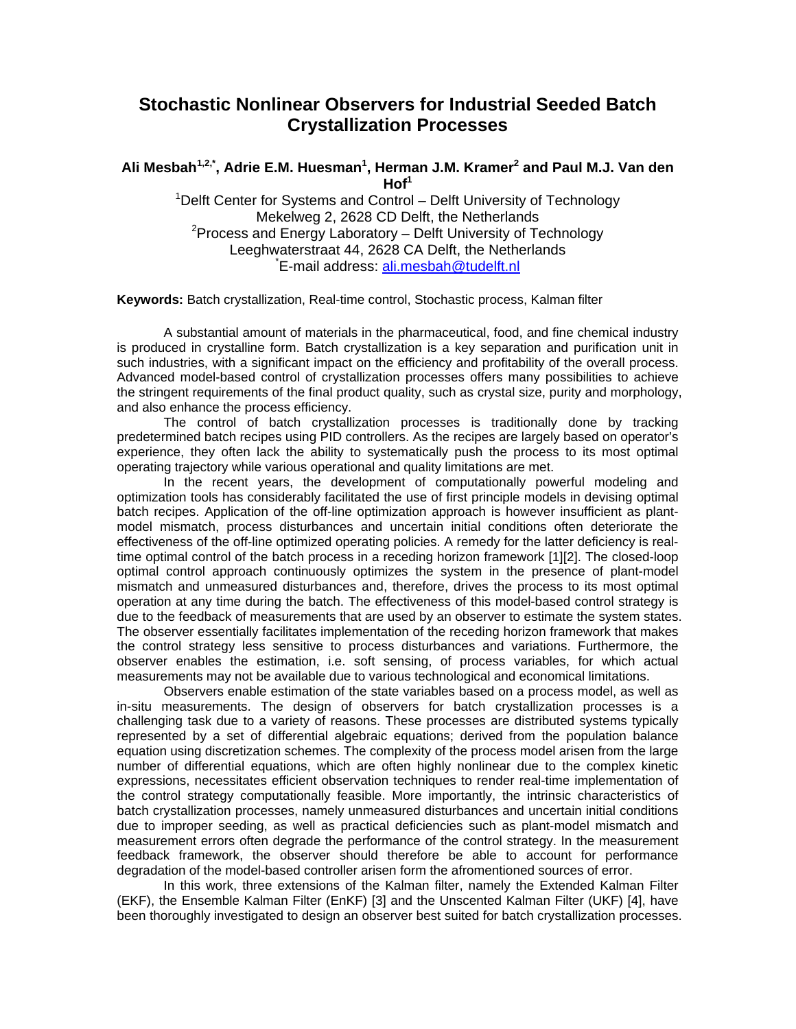# Stochastic Nonlinear Observers for Industrial Seeded Batch Crystallization Processes

**Ali Mesbah[1,2,*], Adrie E.M. Huesman[1], Herman J.M. Kramer[2] and Paul M.J. Van den Hof[1]**

[1]Delft Center for Systems and Control – Delft University of Technology
Mekelweg 2, 2628 CD Delft, the Netherlands
[2]Process and Energy Laboratory – Delft University of Technology
Leeghwaterstraat 44, 2628 CA Delft, the Netherlands
[*]E-mail address: ali.mesbah@tudelft.nl

**Keywords:** Batch crystallization, Real-time control, Stochastic process, Kalman filter

A substantial amount of materials in the pharmaceutical, food, and fine chemical industry is produced in crystalline form. Batch crystallization is a key separation and purification unit in such industries, with a significant impact on the efficiency and profitability of the overall process. Advanced model-based control of crystallization processes offers many possibilities to achieve the stringent requirements of the final product quality, such as crystal size, purity and morphology, and also enhance the process efficiency.

The control of batch crystallization processes is traditionally done by tracking predetermined batch recipes using PID controllers. As the recipes are largely based on operator's experience, they often lack the ability to systematically push the process to its most optimal operating trajectory while various operational and quality limitations are met.

In the recent years, the development of computationally powerful modeling and optimization tools has considerably facilitated the use of first principle models in devising optimal batch recipes. Application of the off-line optimization approach is however insufficient as plant-model mismatch, process disturbances and uncertain initial conditions often deteriorate the effectiveness of the off-line optimized operating policies. A remedy for the latter deficiency is real-time optimal control of the batch process in a receding horizon framework [1][2]. The closed-loop optimal control approach continuously optimizes the system in the presence of plant-model mismatch and unmeasured disturbances and, therefore, drives the process to its most optimal operation at any time during the batch. The effectiveness of this model-based control strategy is due to the feedback of measurements that are used by an observer to estimate the system states. The observer essentially facilitates implementation of the receding horizon framework that makes the control strategy less sensitive to process disturbances and variations. Furthermore, the observer enables the estimation, i.e. soft sensing, of process variables, for which actual measurements may not be available due to various technological and economical limitations.

Observers enable estimation of the state variables based on a process model, as well as in-situ measurements. The design of observers for batch crystallization processes is a challenging task due to a variety of reasons. These processes are distributed systems typically represented by a set of differential algebraic equations; derived from the population balance equation using discretization schemes. The complexity of the process model arisen from the large number of differential equations, which are often highly nonlinear due to the complex kinetic expressions, necessitates efficient observation techniques to render real-time implementation of the control strategy computationally feasible. More importantly, the intrinsic characteristics of batch crystallization processes, namely unmeasured disturbances and uncertain initial conditions due to improper seeding, as well as practical deficiencies such as plant-model mismatch and measurement errors often degrade the performance of the control strategy. In the measurement feedback framework, the observer should therefore be able to account for performance degradation of the model-based controller arisen form the aforementioned sources of error.

In this work, three extensions of the Kalman filter, namely the Extended Kalman Filter (EKF), the Ensemble Kalman Filter (EnKF) [3] and the Unscented Kalman Filter (UKF) [4], have been thoroughly investigated to design an observer best suited for batch crystallization processes.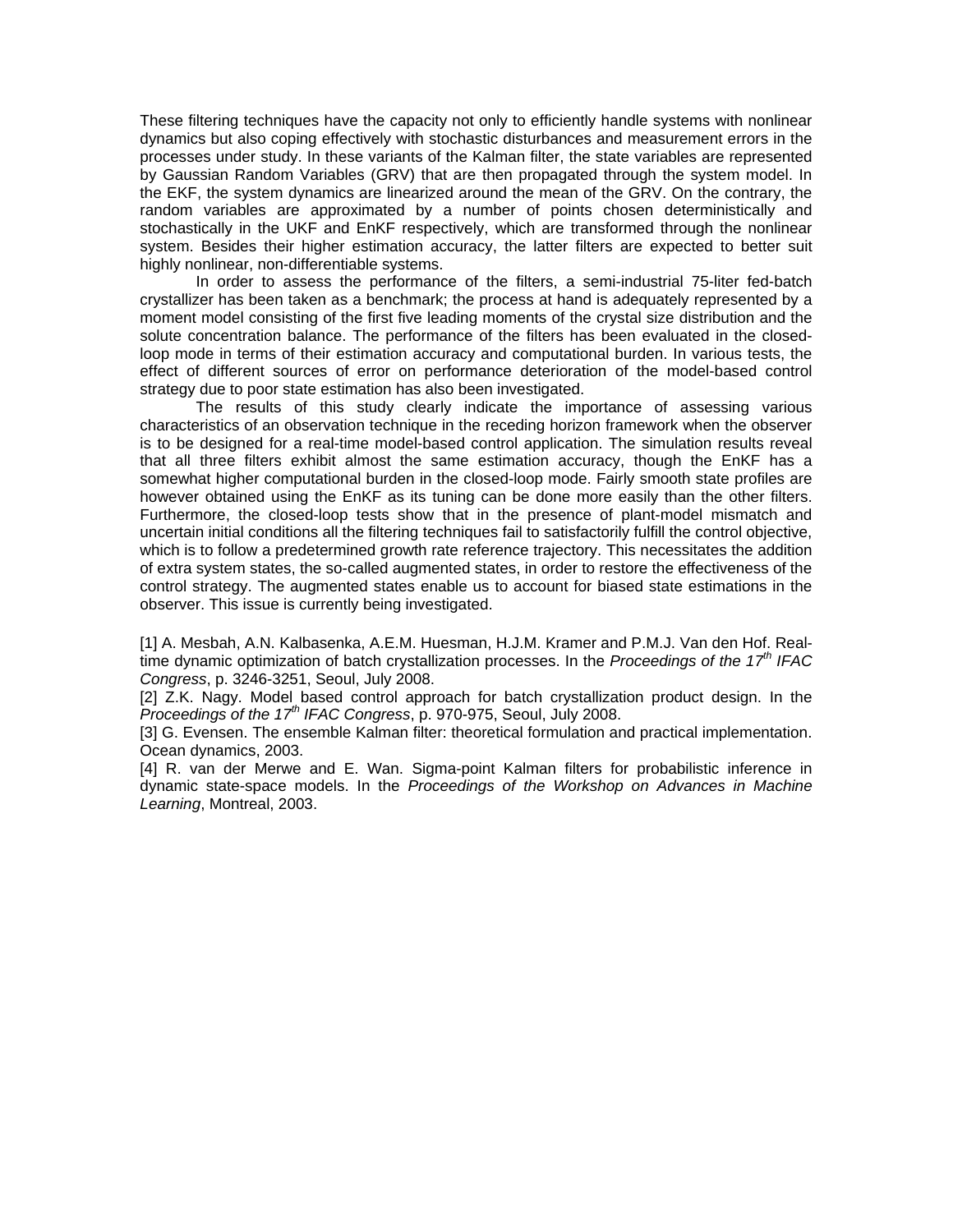These filtering techniques have the capacity not only to efficiently handle systems with nonlinear dynamics but also coping effectively with stochastic disturbances and measurement errors in the processes under study. In these variants of the Kalman filter, the state variables are represented by Gaussian Random Variables (GRV) that are then propagated through the system model. In the EKF, the system dynamics are linearized around the mean of the GRV. On the contrary, the random variables are approximated by a number of points chosen deterministically and stochastically in the UKF and EnKF respectively, which are transformed through the nonlinear system. Besides their higher estimation accuracy, the latter filters are expected to better suit highly nonlinear, non-differentiable systems.

In order to assess the performance of the filters, a semi-industrial 75-liter fed-batch crystallizer has been taken as a benchmark; the process at hand is adequately represented by a moment model consisting of the first five leading moments of the crystal size distribution and the solute concentration balance. The performance of the filters has been evaluated in the closed-loop mode in terms of their estimation accuracy and computational burden. In various tests, the effect of different sources of error on performance deterioration of the model-based control strategy due to poor state estimation has also been investigated.

The results of this study clearly indicate the importance of assessing various characteristics of an observation technique in the receding horizon framework when the observer is to be designed for a real-time model-based control application. The simulation results reveal that all three filters exhibit almost the same estimation accuracy, though the EnKF has a somewhat higher computational burden in the closed-loop mode. Fairly smooth state profiles are however obtained using the EnKF as its tuning can be done more easily than the other filters. Furthermore, the closed-loop tests show that in the presence of plant-model mismatch and uncertain initial conditions all the filtering techniques fail to satisfactorily fulfill the control objective, which is to follow a predetermined growth rate reference trajectory. This necessitates the addition of extra system states, the so-called augmented states, in order to restore the effectiveness of the control strategy. The augmented states enable us to account for biased state estimations in the observer. This issue is currently being investigated.

[1] A. Mesbah, A.N. Kalbasenka, A.E.M. Huesman, H.J.M. Kramer and P.M.J. Van den Hof. Real-time dynamic optimization of batch crystallization processes. In the *Proceedings of the 17th IFAC Congress*, p. 3246-3251, Seoul, July 2008.

[2] Z.K. Nagy. Model based control approach for batch crystallization product design. In the *Proceedings of the 17th IFAC Congress*, p. 970-975, Seoul, July 2008.

[3] G. Evensen. The ensemble Kalman filter: theoretical formulation and practical implementation. Ocean dynamics, 2003.

[4] R. van der Merwe and E. Wan. Sigma-point Kalman filters for probabilistic inference in dynamic state-space models. In the *Proceedings of the Workshop on Advances in Machine Learning*, Montreal, 2003.